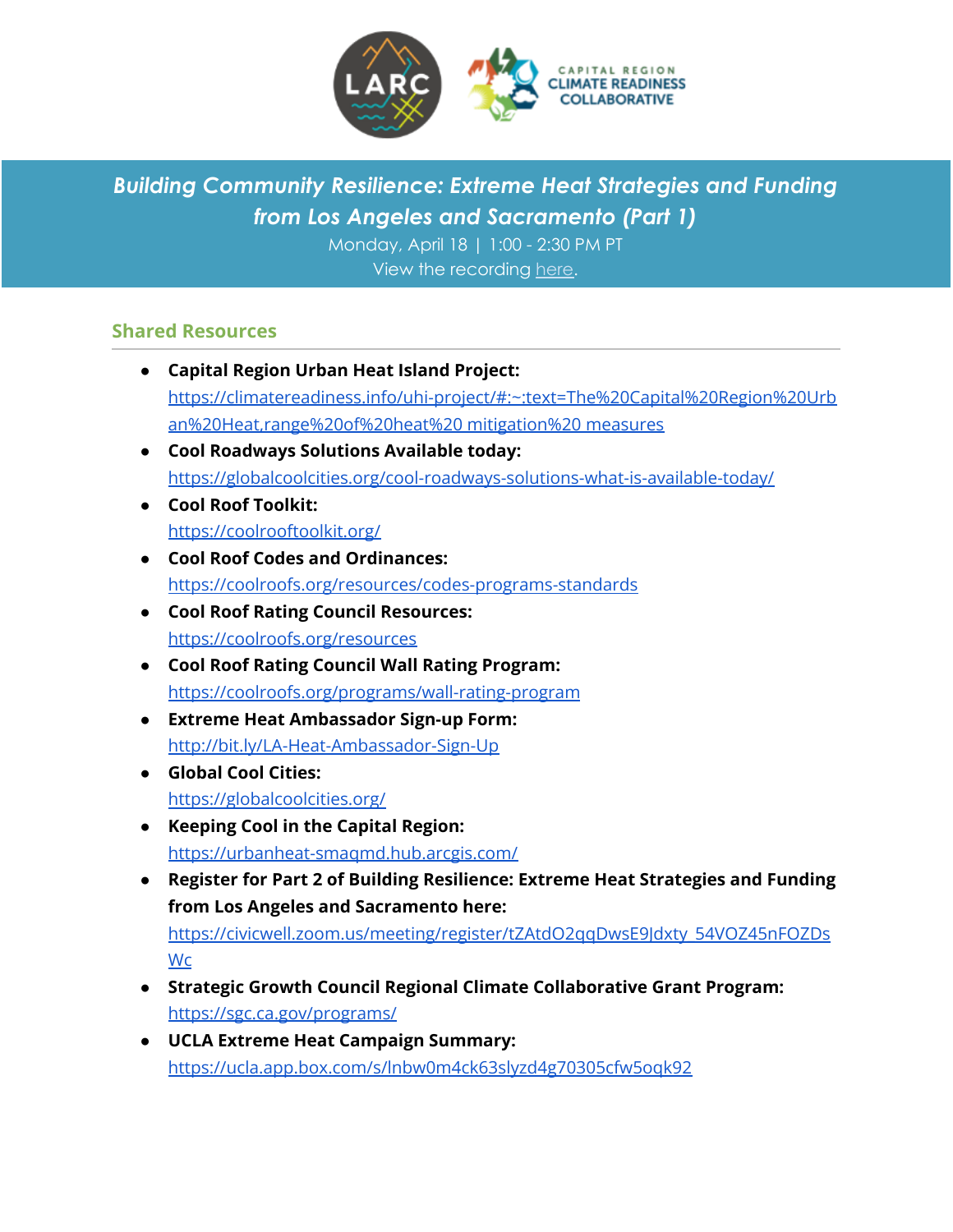# *Building Community Resilience: Extreme Heat Strategies and Funding from Los Angeles and Sacramento (Part 1)*

Monday, April 18 | 1:00 - 2:30 PM PT

View the recording here.

## Shared Resources

- **Capital Region Urban Heat Island Project:** https://climatereadiness.info/uhi-project/#:~:text=The%20Capital%20Region%20Urban%20Heat,range%20of%20heat%20 mitigation%20 measures
- **Cool Roadways Solutions Available today:** https://globalcoolcities.org/cool-roadways-solutions-what-is-available-today/
- **Cool Roof Toolkit:** https://coolrooftoolkit.org/
- **Cool Roof Codes and Ordinances:** https://coolroofs.org/resources/codes-programs-standards
- **Cool Roof Rating Council Resources:** https://coolroofs.org/resources
- **Cool Roof Rating Council Wall Rating Program:** https://coolroofs.org/programs/wall-rating-program
- **Extreme Heat Ambassador Sign-up Form:** http://bit.ly/LA-Heat-Ambassador-Sign-Up
- **Global Cool Cities:** https://globalcoolcities.org/
- **Keeping Cool in the Capital Region:** https://urbanheat-smaqmd.hub.arcgis.com/
- **Register for Part 2 of Building Resilience: Extreme Heat Strategies and Funding from Los Angeles and Sacramento here:** https://civicwell.zoom.us/meeting/register/tZAtdO2qqDwsE9Jdxty_54VOZ45nFOZDsWc
- **Strategic Growth Council Regional Climate Collaborative Grant Program:** https://sgc.ca.gov/programs/
- **UCLA Extreme Heat Campaign Summary:** https://ucla.app.box.com/s/lnbw0m4ck63slyzd4g70305cfw5oqk92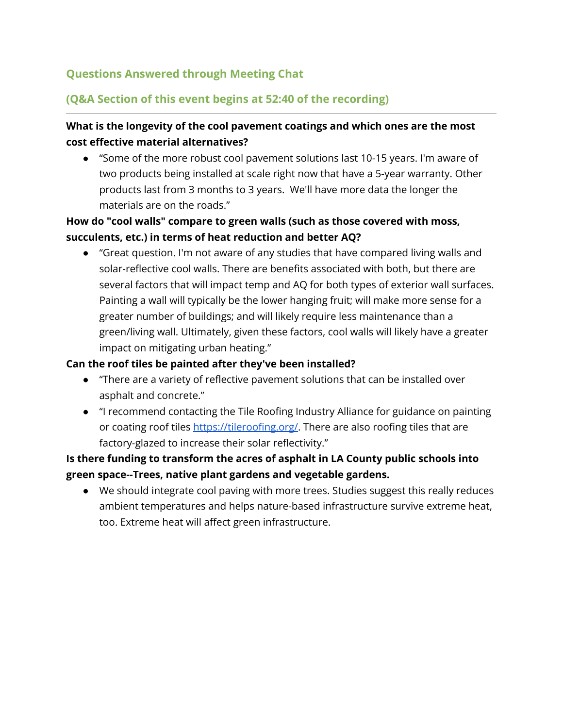## Questions Answered through Meeting Chat

## (Q&A Section of this event begins at 52:40 of the recording)

---

**What is the longevity of the cool pavement coatings and which ones are the most cost effective material alternatives?**

- "Some of the more robust cool pavement solutions last 10-15 years. I'm aware of two products being installed at scale right now that have a 5-year warranty. Other products last from 3 months to 3 years. We'll have more data the longer the materials are on the roads."

**How do "cool walls" compare to green walls (such as those covered with moss, succulents, etc.) in terms of heat reduction and better AQ?**

- "Great question. I'm not aware of any studies that have compared living walls and solar-reflective cool walls. There are benefits associated with both, but there are several factors that will impact temp and AQ for both types of exterior wall surfaces. Painting a wall will typically be the lower hanging fruit; will make more sense for a greater number of buildings; and will likely require less maintenance than a green/living wall. Ultimately, given these factors, cool walls will likely have a greater impact on mitigating urban heating."

**Can the roof tiles be painted after they've been installed?**

- "There are a variety of reflective pavement solutions that can be installed over asphalt and concrete."
- "I recommend contacting the Tile Roofing Industry Alliance for guidance on painting or coating roof tiles [https://tileroofing.org/](https://tileroofing.org/). There are also roofing tiles that are factory-glazed to increase their solar reflectivity."

**Is there funding to transform the acres of asphalt in LA County public schools into green space--Trees, native plant gardens and vegetable gardens.**

- We should integrate cool paving with more trees. Studies suggest this really reduces ambient temperatures and helps nature-based infrastructure survive extreme heat, too. Extreme heat will affect green infrastructure.